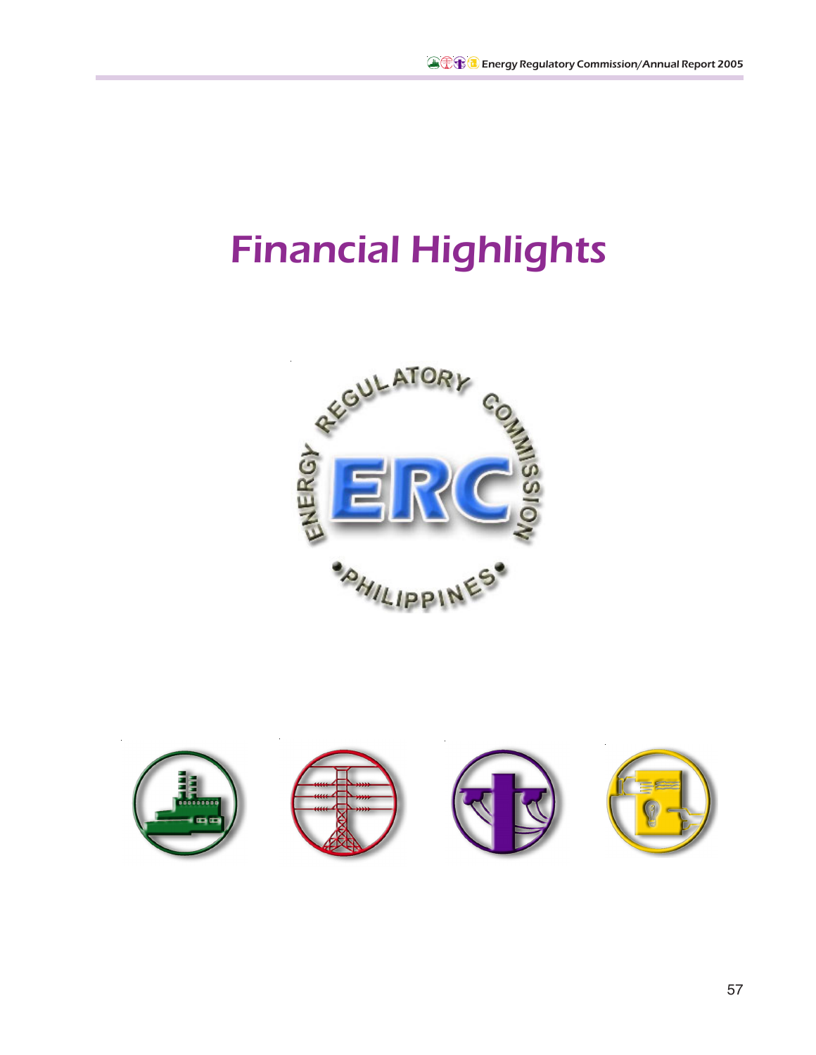# Financial Highlights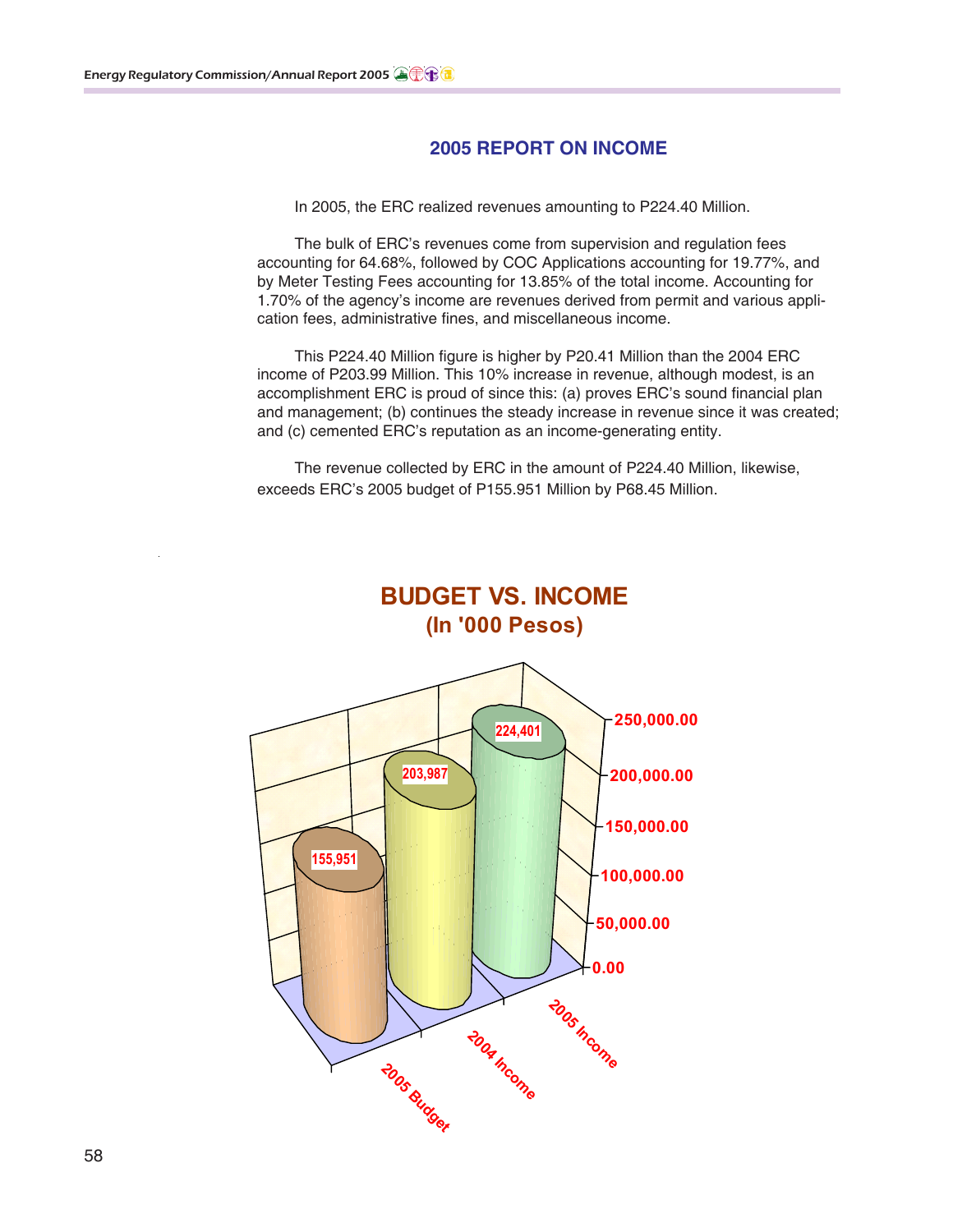## 2005 REPORT ON INCOME

In 2005, the ERC realized revenues amounting to P224.40 Million.

The bulk of ERC's revenues come from supervision and regulation fees accounting for 64.68%, followed by COC Applications accounting for 19.77%, and by Meter Testing Fees accounting for 13.85% of the total income. Accounting for 1.70% of the agency's income are revenues derived from permit and various application fees, administrative fines, and miscellaneous income.

This P224.40 Million figure is higher by P20.41 Million than the 2004 ERC income of P203.99 Million. This 10% increase in revenue, although modest, is an accomplishment ERC is proud of since this: (a) proves ERC's sound financial plan and management; (b) continues the steady increase in revenue since it was created; and (c) cemented ERC's reputation as an income-generating entity.

The revenue collected by ERC in the amount of P224.40 Million, likewise, exceeds ERC's 2005 budget of P155.951 Million by P68.45 Million.

### BUDGET VS. INCOME
### (In '000 Pesos)

| | Amount |
|---|---|
| 2005 Budget | 155,951 |
| 2004 Income | 203,987 |
| 2005 Income | 224,401 |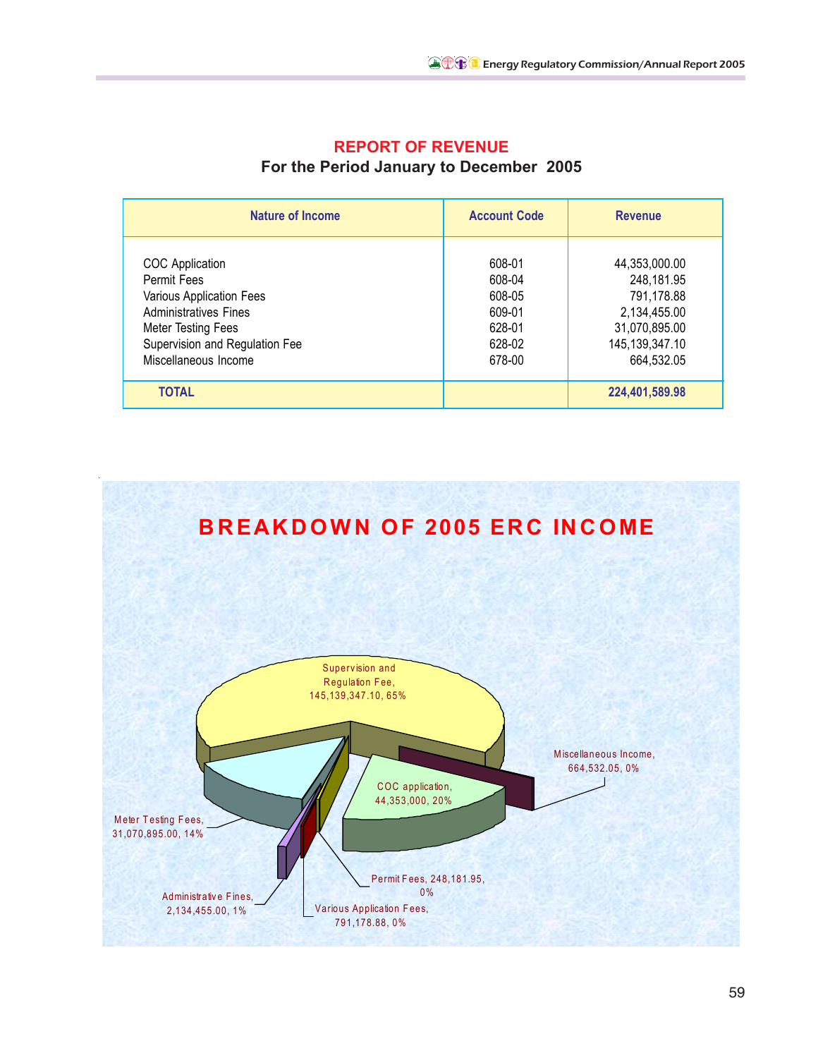## REPORT OF REVENUE

### For the Period January to December 2005

| Nature of Income | Account Code | Revenue |
|---|---|---|
| COC Application | 608-01 | 44,353,000.00 |
| Permit Fees | 608-04 | 248,181.95 |
| Various Application Fees | 608-05 | 791,178.88 |
| Administratives Fines | 609-01 | 2,134,455.00 |
| Meter Testing Fees | 628-01 | 31,070,895.00 |
| Supervision and Regulation Fee | 628-02 | 145,139,347.10 |
| Miscellaneous Income | 678-00 | 664,532.05 |
| **TOTAL** | | **224,401,589.98** |

## BREAKDOWN OF 2005 ERC INCOME

- Supervision and Regulation Fee, 145,139,347.10, 65%
- COC application, 44,353,000, 20%
- Meter Testing Fees, 31,070,895.00, 14%
- Administrative Fines, 2,134,455.00, 1%
- Various Application Fees, 791,178.88, 0%
- Permit Fees, 248,181.95, 0%
- Miscellaneous Income, 664,532.05, 0%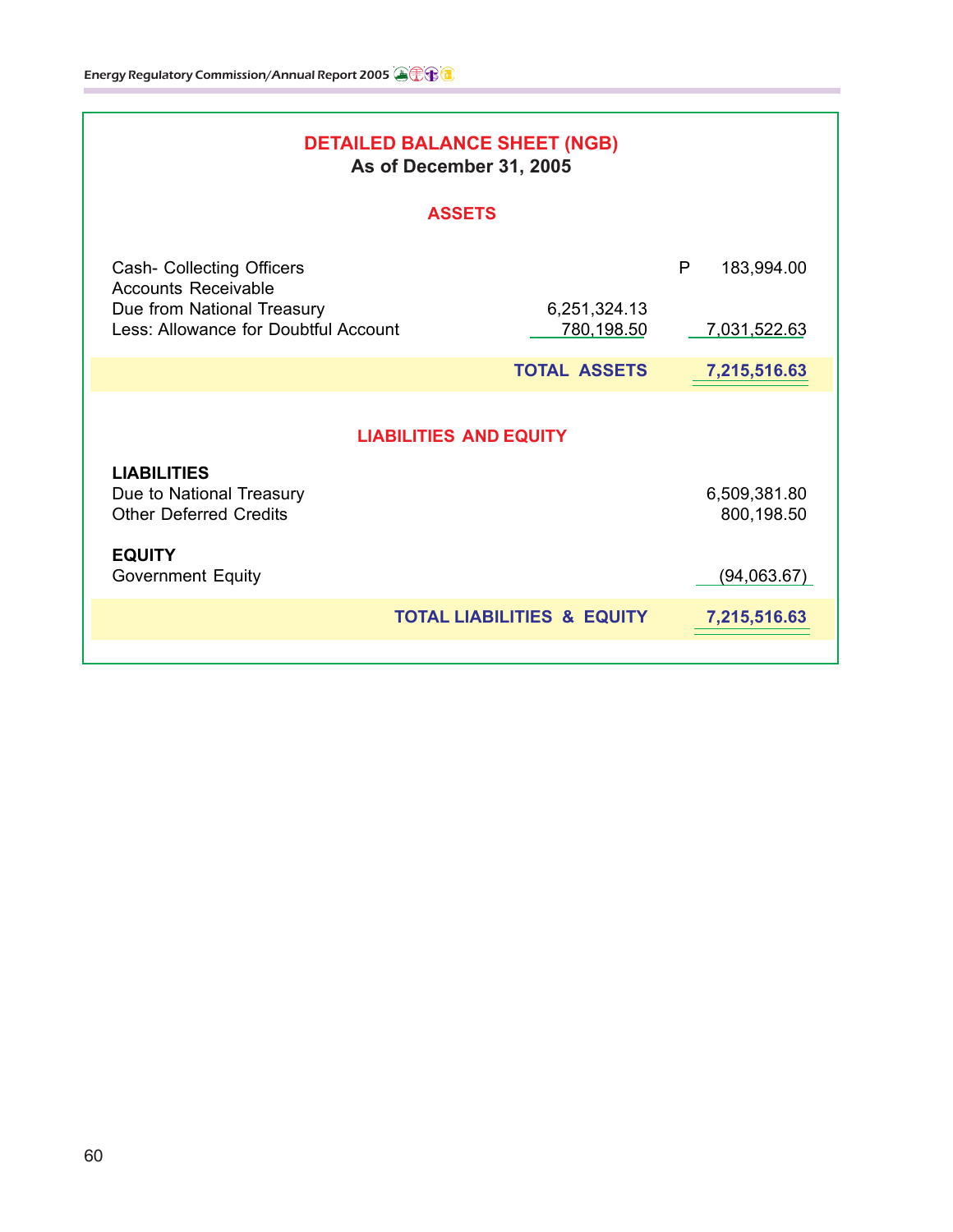## DETAILED BALANCE SHEET (NGB)

**As of December 31, 2005**

### ASSETS

| | | | |
|---|---|---|---|
| Cash- Collecting Officers | | P | 183,994.00 |
| Accounts Receivable | | | |
| Due from National Treasury | 6,251,324.13 | | |
| Less: Allowance for Doubtful Account | 780,198.50 | | 7,031,522.63 |
| | **TOTAL ASSETS** | | **7,215,516.63** |

### LIABILITIES AND EQUITY

| | | |
|---|---|---|
| **LIABILITIES** | | |
| Due to National Treasury | | 6,509,381.80 |
| Other Deferred Credits | | 800,198.50 |
| **EQUITY** | | |
| Government Equity | | (94,063.67) |
| | **TOTAL LIABILITIES & EQUITY** | **7,215,516.63** |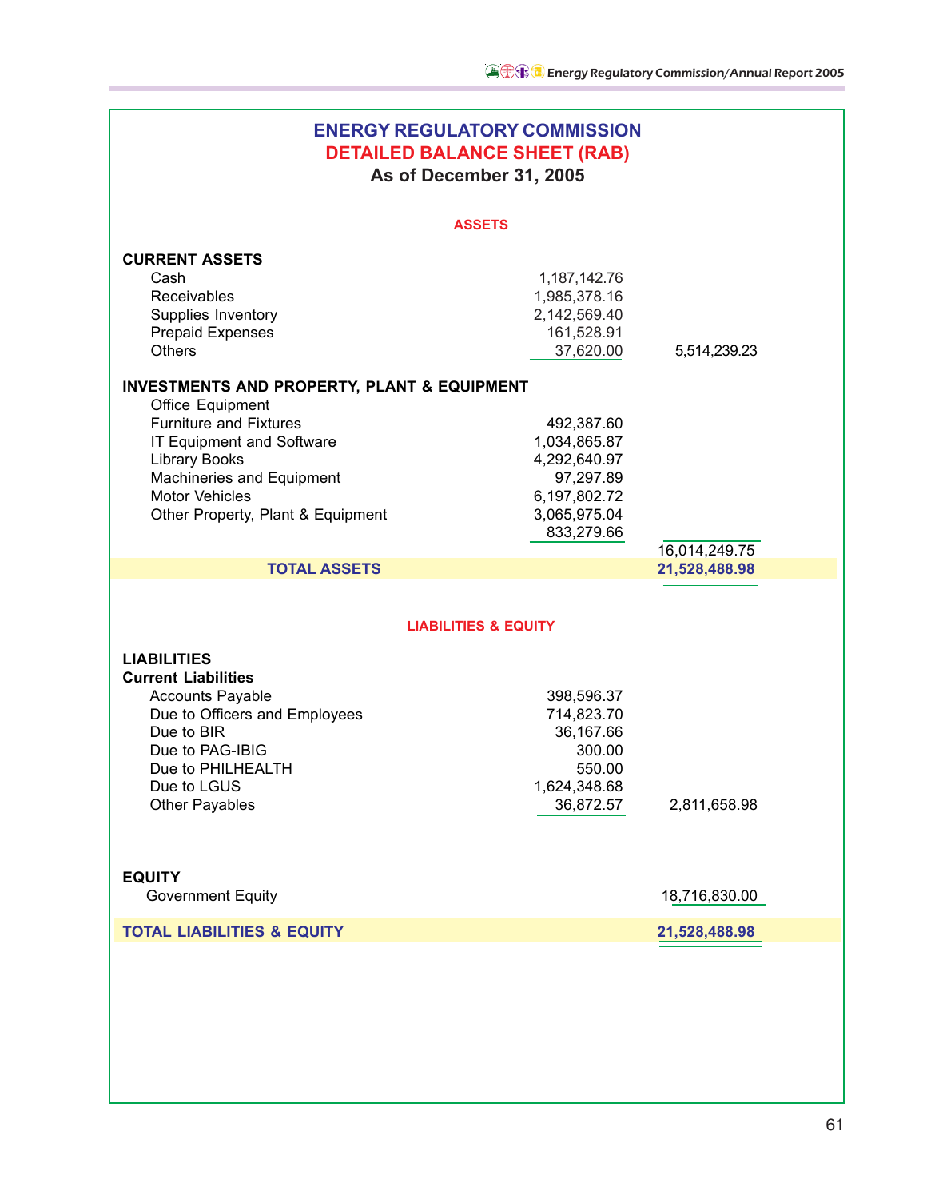# ENERGY REGULATORY COMMISSION
## DETAILED BALANCE SHEET (RAB)
### As of December 31, 2005

#### ASSETS

| | | |
|---|---|---|
| **CURRENT ASSETS** | | |
| Cash | 1,187,142.76 | |
| Receivables | 1,985,378.16 | |
| Supplies Inventory | 2,142,569.40 | |
| Prepaid Expenses | 161,528.91 | |
| Others | 37,620.00 | 5,514,239.23 |
| **INVESTMENTS AND PROPERTY, PLANT & EQUIPMENT** | | |
| Office Equipment | | |
| Furniture and Fixtures | 492,387.60 | |
| IT Equipment and Software | 1,034,865.87 | |
| Library Books | 4,292,640.97 | |
| Machineries and Equipment | 97,297.89 | |
| Motor Vehicles | 6,197,802.72 | |
| Other Property, Plant & Equipment | 3,065,975.04 | |
| | 833,279.66 | |
| | | 16,014,249.75 |
| **TOTAL ASSETS** | | **21,528,488.98** |

#### LIABILITIES & EQUITY

| | | |
|---|---|---|
| **LIABILITIES** | | |
| **Current Liabilities** | | |
| Accounts Payable | 398,596.37 | |
| Due to Officers and Employees | 714,823.70 | |
| Due to BIR | 36,167.66 | |
| Due to PAG-IBIG | 300.00 | |
| Due to PHILHEALTH | 550.00 | |
| Due to LGUS | 1,624,348.68 | |
| Other Payables | 36,872.57 | 2,811,658.98 |
| **EQUITY** | | |
| Government Equity | | 18,716,830.00 |
| **TOTAL LIABILITIES & EQUITY** | | **21,528,488.98** |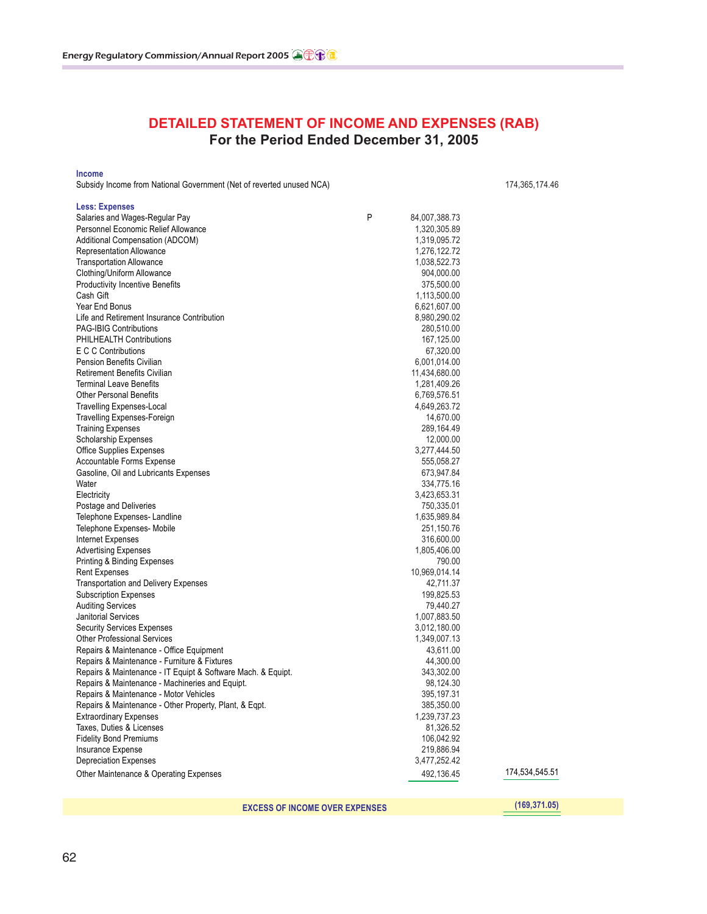# DETAILED STATEMENT OF INCOME AND EXPENSES (RAB)

## For the Period Ended December 31, 2005

| | | | |
|---|---|---|---|
| **Income** | | | |
| Subsidy Income from National Government (Net of reverted unused NCA) | | | 174,365,174.46 |
| **Less: Expenses** | | | |
| Salaries and Wages-Regular Pay | P | 84,007,388.73 | |
| Personnel Economic Relief Allowance | | 1,320,305.89 | |
| Additional Compensation (ADCOM) | | 1,319,095.72 | |
| Representation Allowance | | 1,276,122.72 | |
| Transportation Allowance | | 1,038,522.73 | |
| Clothing/Uniform Allowance | | 904,000.00 | |
| Productivity Incentive Benefits | | 375,500.00 | |
| Cash Gift | | 1,113,500.00 | |
| Year End Bonus | | 6,621,607.00 | |
| Life and Retirement Insurance Contribution | | 8,980,290.02 | |
| PAG-IBIG Contributions | | 280,510.00 | |
| PHILHEALTH Contributions | | 167,125.00 | |
| E C C Contributions | | 67,320.00 | |
| Pension Benefits Civilian | | 6,001,014.00 | |
| Retirement Benefits Civilian | | 11,434,680.00 | |
| Terminal Leave Benefits | | 1,281,409.26 | |
| Other Personal Benefits | | 6,769,576.51 | |
| Travelling Expenses-Local | | 4,649,263.72 | |
| Travelling Expenses-Foreign | | 14,670.00 | |
| Training Expenses | | 289,164.49 | |
| Scholarship Expenses | | 12,000.00 | |
| Office Supplies Expenses | | 3,277,444.50 | |
| Accountable Forms Expense | | 555,058.27 | |
| Gasoline, Oil and Lubricants Expenses | | 673,947.84 | |
| Water | | 334,775.16 | |
| Electricity | | 3,423,653.31 | |
| Postage and Deliveries | | 750,335.01 | |
| Telephone Expenses- Landline | | 1,635,989.84 | |
| Telephone Expenses- Mobile | | 251,150.76 | |
| Internet Expenses | | 316,600.00 | |
| Advertising Expenses | | 1,805,406.00 | |
| Printing & Binding Expenses | | 790.00 | |
| Rent Expenses | | 10,969,014.14 | |
| Transportation and Delivery Expenses | | 42,711.37 | |
| Subscription Expenses | | 199,825.53 | |
| Auditing Services | | 79,440.27 | |
| Janitorial Services | | 1,007,883.50 | |
| Security Services Expenses | | 3,012,180.00 | |
| Other Professional Services | | 1,349,007.13 | |
| Repairs & Maintenance - Office Equipment | | 43,611.00 | |
| Repairs & Maintenance - Furniture & Fixtures | | 44,300.00 | |
| Repairs & Maintenance - IT Equipt & Software Mach. & Equipt. | | 343,302.00 | |
| Repairs & Maintenance - Machineries and Equipt. | | 98,124.30 | |
| Repairs & Maintenance - Motor Vehicles | | 395,197.31 | |
| Repairs & Maintenance - Other Property, Plant, & Eqpt. | | 385,350.00 | |
| Extraordinary Expenses | | 1,239,737.23 | |
| Taxes, Duties & Licenses | | 81,326.52 | |
| Fidelity Bond Premiums | | 106,042.92 | |
| Insurance Expense | | 219,886.94 | |
| Depreciation Expenses | | 3,477,252.42 | |
| Other Maintenance & Operating Expenses | | 492,136.45 | 174,534,545.51 |
| **EXCESS OF INCOME OVER EXPENSES** | | | **(169,371.05)** |